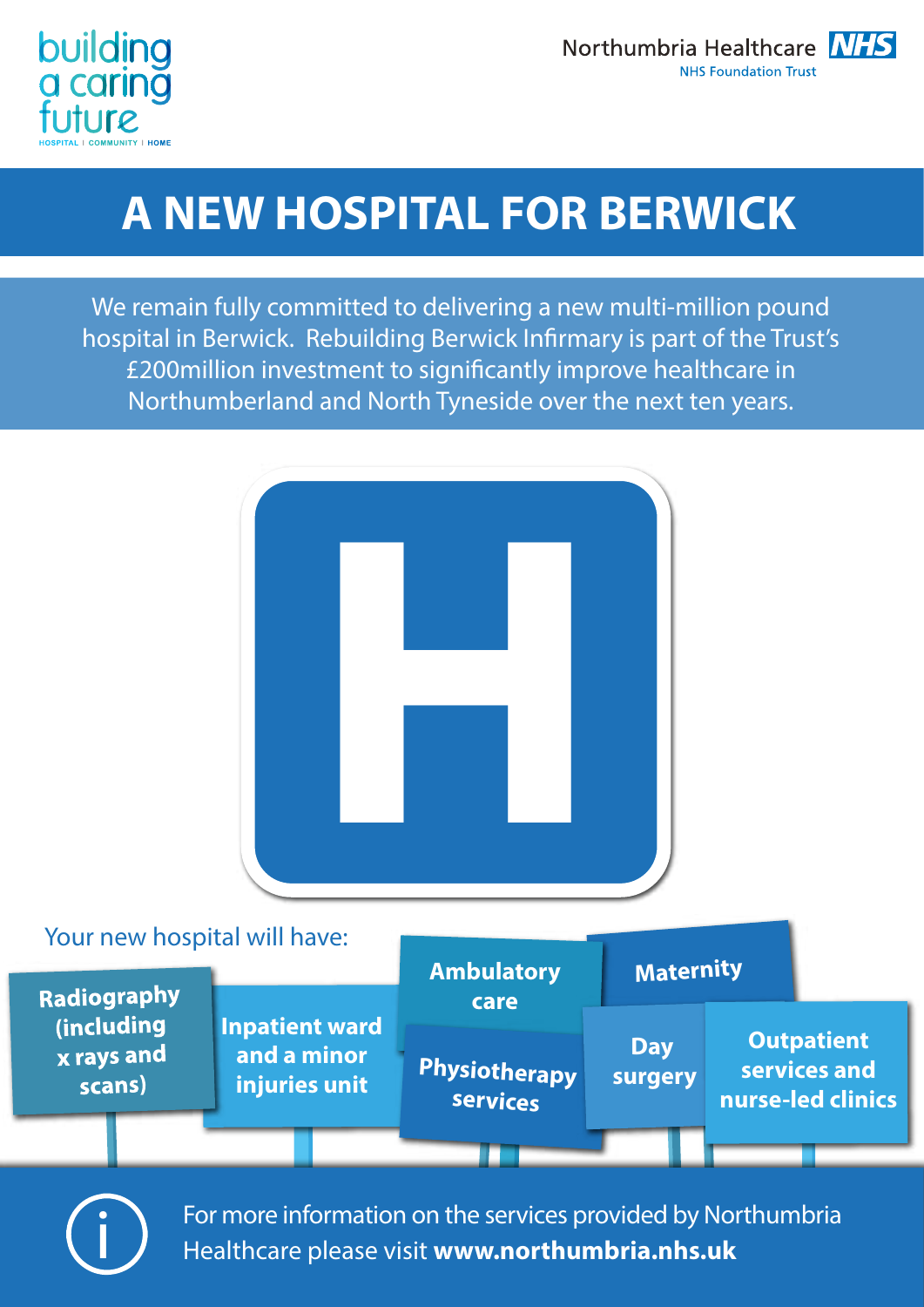building a caring future

HOSPITAL | COMMUNITY | HOME

Northumbria Healthcare NHS

NHS Foundation Trust

# A NEW HOSPITAL FOR BERWICK

We remain fully committed to delivering a new multi-million pound hospital in Berwick. Rebuilding Berwick Infirmary is part of the Trust's £200million investment to significantly improve healthcare in Northumberland and North Tyneside over the next ten years.

Your new hospital will have:

- **Radiography (including x rays and scans)**
- **Inpatient ward and a minor injuries unit**
- **Ambulatory care**
- **Physiotherapy services**
- **Maternity**
- **Day surgery**
- **Outpatient services and nurse-led clinics**

For more information on the services provided by Northumbria Healthcare please visit **www.northumbria.nhs.uk**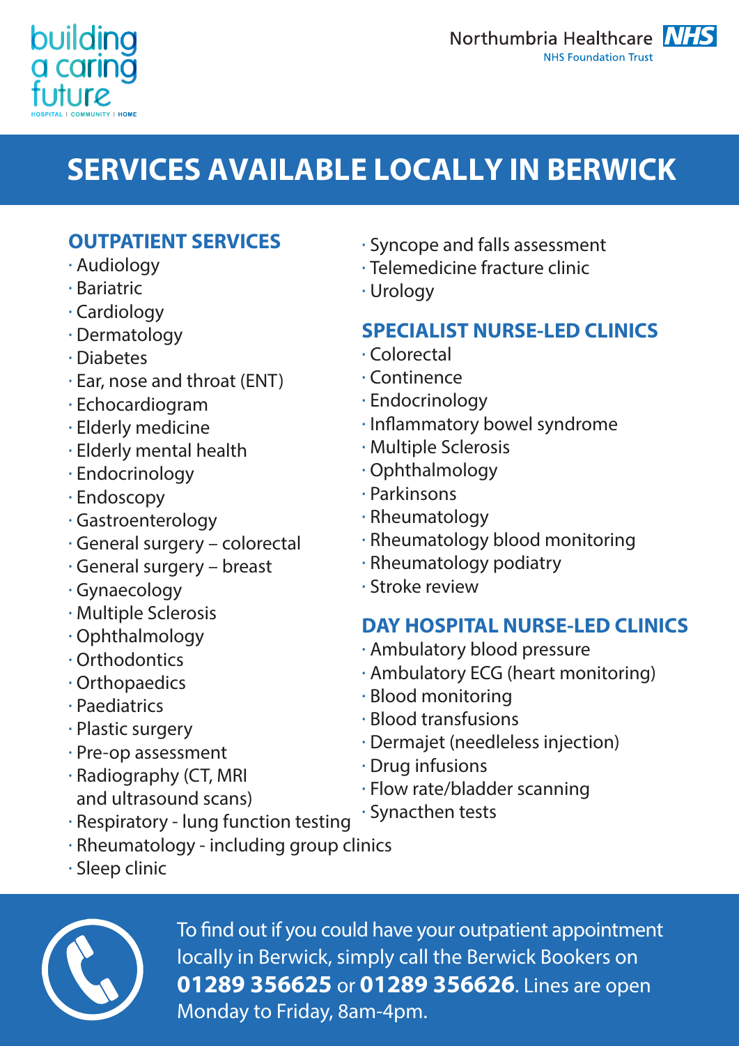building a caring future

HOSPITAL | COMMUNITY | HOME

Northumbria Healthcare NHS
NHS Foundation Trust

# SERVICES AVAILABLE LOCALLY IN BERWICK

## OUTPATIENT SERVICES

- Audiology
- Bariatric
- Cardiology
- Dermatology
- Diabetes
- Ear, nose and throat (ENT)
- Echocardiogram
- Elderly medicine
- Elderly mental health
- Endocrinology
- Endoscopy
- Gastroenterology
- General surgery – colorectal
- General surgery – breast
- Gynaecology
- Multiple Sclerosis
- Ophthalmology
- Orthodontics
- Orthopaedics
- Paediatrics
- Plastic surgery
- Pre-op assessment
- Radiography (CT, MRI and ultrasound scans)
- Respiratory - lung function testing
- Rheumatology - including group clinics
- Sleep clinic
- Syncope and falls assessment
- Telemedicine fracture clinic
- Urology

## SPECIALIST NURSE-LED CLINICS

- Colorectal
- Continence
- Endocrinology
- Inflammatory bowel syndrome
- Multiple Sclerosis
- Ophthalmology
- Parkinsons
- Rheumatology
- Rheumatology blood monitoring
- Rheumatology podiatry
- Stroke review

## DAY HOSPITAL NURSE-LED CLINICS

- Ambulatory blood pressure
- Ambulatory ECG (heart monitoring)
- Blood monitoring
- Blood transfusions
- Dermajet (needleless injection)
- Drug infusions
- Flow rate/bladder scanning
- Synacthen tests

To find out if you could have your outpatient appointment locally in Berwick, simply call the Berwick Bookers on **01289 356625** or **01289 356626**. Lines are open Monday to Friday, 8am-4pm.